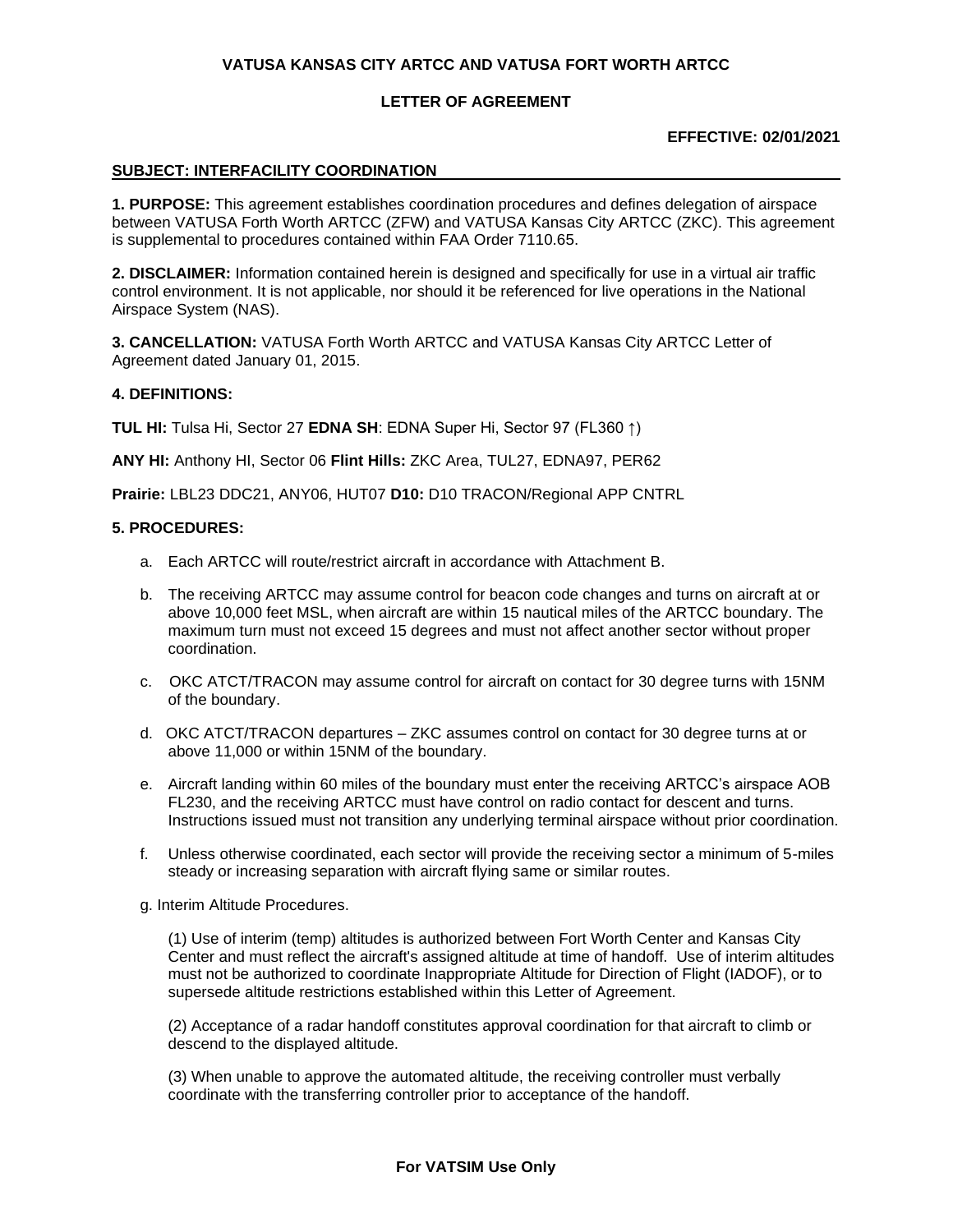**VATUSA KANSAS CITY ARTCC AND VATUSA FORT WORTH ARTCC**

**LETTER OF AGREEMENT**

**EFFECTIVE: 02/01/2021**

**SUBJECT: INTERFACILITY COORDINATION**

**1. PURPOSE:** This agreement establishes coordination procedures and defines delegation of airspace between VATUSA Forth Worth ARTCC (ZFW) and VATUSA Kansas City ARTCC (ZKC). This agreement is supplemental to procedures contained within FAA Order 7110.65.

**2. DISCLAIMER:** Information contained herein is designed and specifically for use in a virtual air traffic control environment. It is not applicable, nor should it be referenced for live operations in the National Airspace System (NAS).

**3. CANCELLATION:** VATUSA Forth Worth ARTCC and VATUSA Kansas City ARTCC Letter of Agreement dated January 01, 2015.

**4. DEFINITIONS:**

**TUL HI:** Tulsa Hi, Sector 27 **EDNA SH**: EDNA Super Hi, Sector 97 (FL360 ↑)

**ANY HI:** Anthony HI, Sector 06 **Flint Hills:** ZKC Area, TUL27, EDNA97, PER62

**Prairie:** LBL23 DDC21, ANY06, HUT07 **D10:** D10 TRACON/Regional APP CNTRL

**5. PROCEDURES:**

a. Each ARTCC will route/restrict aircraft in accordance with Attachment B.

b. The receiving ARTCC may assume control for beacon code changes and turns on aircraft at or above 10,000 feet MSL, when aircraft are within 15 nautical miles of the ARTCC boundary. The maximum turn must not exceed 15 degrees and must not affect another sector without proper coordination.

c. OKC ATCT/TRACON may assume control for aircraft on contact for 30 degree turns with 15NM of the boundary.

d. OKC ATCT/TRACON departures – ZKC assumes control on contact for 30 degree turns at or above 11,000 or within 15NM of the boundary.

e. Aircraft landing within 60 miles of the boundary must enter the receiving ARTCC's airspace AOB FL230, and the receiving ARTCC must have control on radio contact for descent and turns. Instructions issued must not transition any underlying terminal airspace without prior coordination.

f. Unless otherwise coordinated, each sector will provide the receiving sector a minimum of 5-miles steady or increasing separation with aircraft flying same or similar routes.

g. Interim Altitude Procedures.

(1) Use of interim (temp) altitudes is authorized between Fort Worth Center and Kansas City Center and must reflect the aircraft's assigned altitude at time of handoff. Use of interim altitudes must not be authorized to coordinate Inappropriate Altitude for Direction of Flight (IADOF), or to supersede altitude restrictions established within this Letter of Agreement.

(2) Acceptance of a radar handoff constitutes approval coordination for that aircraft to climb or descend to the displayed altitude.

(3) When unable to approve the automated altitude, the receiving controller must verbally coordinate with the transferring controller prior to acceptance of the handoff.

**For VATSIM Use Only**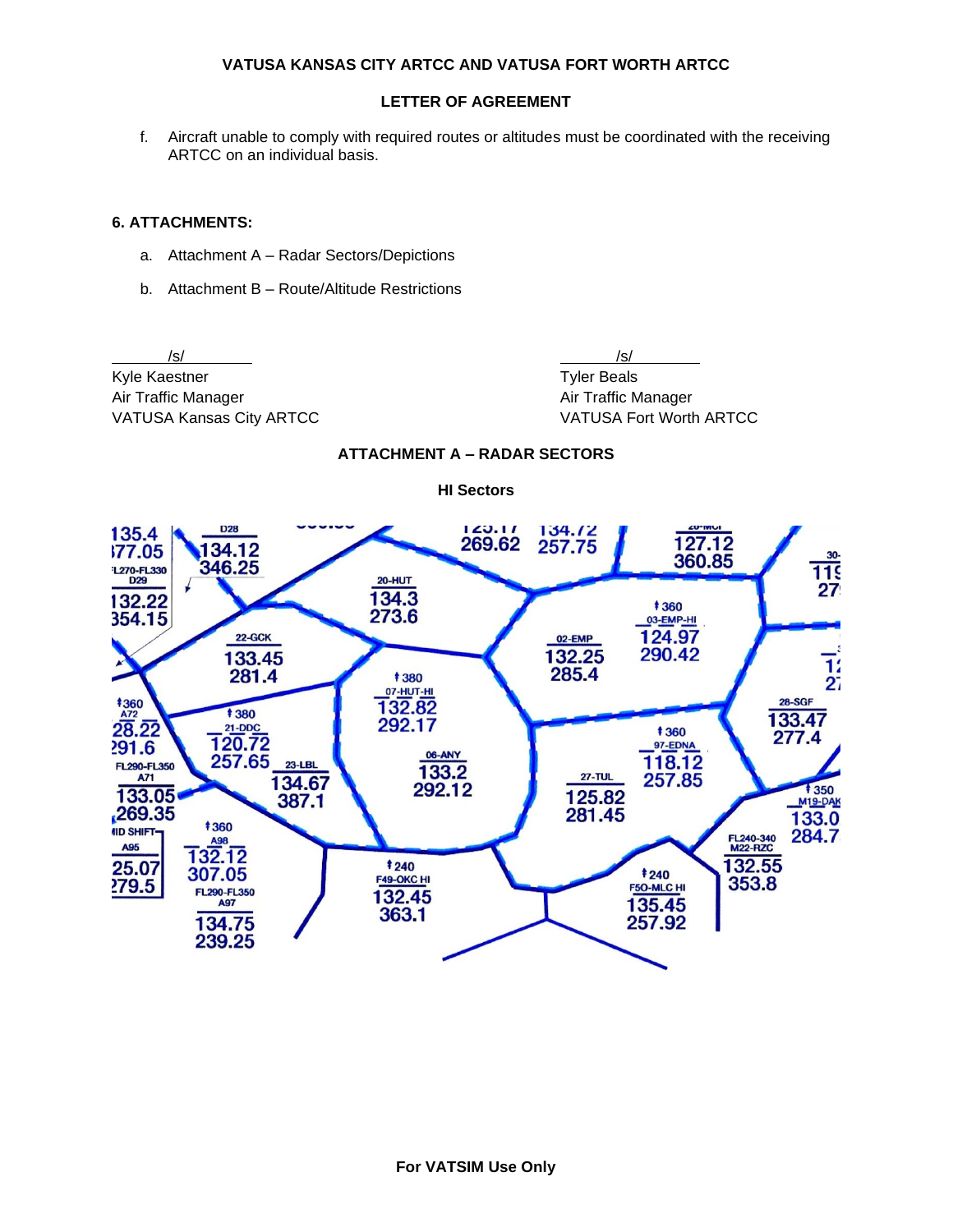**VATUSA KANSAS CITY ARTCC AND VATUSA FORT WORTH ARTCC**

**LETTER OF AGREEMENT**

f. Aircraft unable to comply with required routes or altitudes must be coordinated with the receiving ARTCC on an individual basis.

**6. ATTACHMENTS:**

a. Attachment A – Radar Sectors/Depictions

b. Attachment B – Route/Altitude Restrictions

/s/
Kyle Kaestner
Air Traffic Manager
VATUSA Kansas City ARTCC

/s/
Tyler Beals
Air Traffic Manager
VATUSA Fort Worth ARTCC

**ATTACHMENT A – RADAR SECTORS**

**HI Sectors**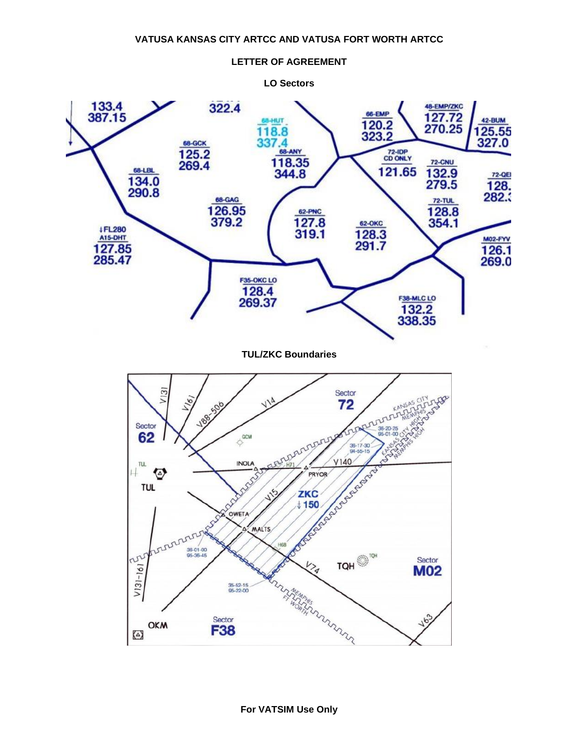**VATUSA KANSAS CITY ARTCC AND VATUSA FORT WORTH ARTCC**

**LETTER OF AGREEMENT**

**LO Sectors**

**TUL/ZKC Boundaries**

**For VATSIM Use Only**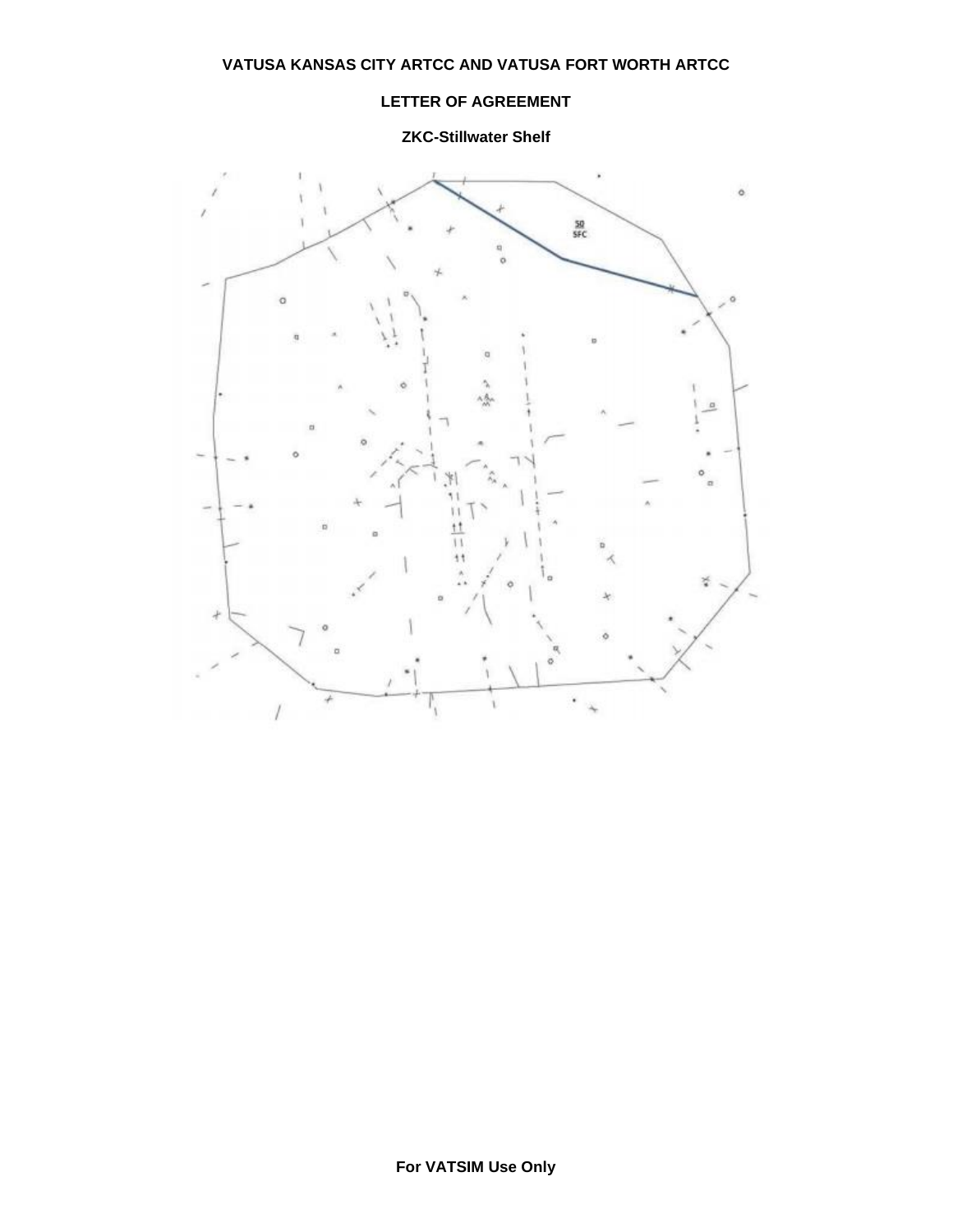**VATUSA KANSAS CITY ARTCC AND VATUSA FORT WORTH ARTCC**

**LETTER OF AGREEMENT**

**ZKC-Stillwater Shelf**

For VATSIM Use Only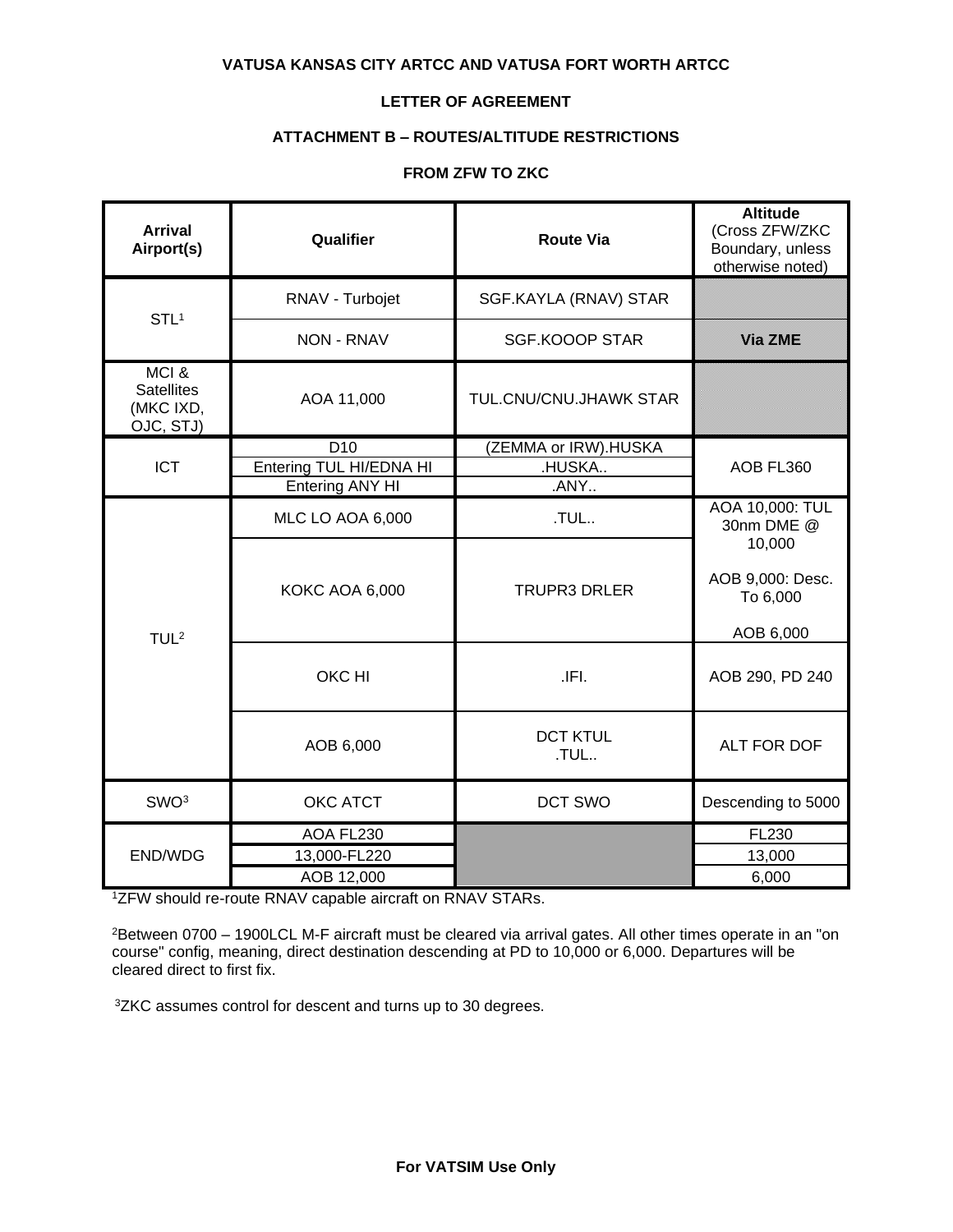**VATUSA KANSAS CITY ARTCC AND VATUSA FORT WORTH ARTCC**

**LETTER OF AGREEMENT**

**ATTACHMENT B – ROUTES/ALTITUDE RESTRICTIONS**

**FROM ZFW TO ZKC**

| **Arrival Airport(s)** | **Qualifier** | **Route Via** | **Altitude** (Cross ZFW/ZKC Boundary, unless otherwise noted) |
|---|---|---|---|
| STL[1] | RNAV - Turbojet | SGF.KAYLA (RNAV) STAR | Via ZME |
| | NON - RNAV | SGF.KOOOP STAR | |
| MCI & Satellites (MKC IXD, OJC, STJ) | AOA 11,000 | TUL.CNU/CNU.JHAWK STAR | |
| ICT | D10 | (ZEMMA or IRW).HUSKA | AOB FL360 |
| | Entering TUL HI/EDNA HI | .HUSKA.. | |
| | Entering ANY HI | .ANY.. | |
| TUL[2] | MLC LO AOA 6,000 | .TUL.. | AOA 10,000: TUL 30nm DME @ 10,000<br><br>AOB 9,000: Desc. To 6,000<br><br>AOB 6,000 |
| | KOKC AOA 6,000 | TRUPR3 DRLER | |
| | OKC HI | .IFI. | AOB 290, PD 240 |
| | AOB 6,000 | DCT KTUL<br>.TUL.. | ALT FOR DOF |
| SWO[3] | OKC ATCT | DCT SWO | Descending to 5000 |
| END/WDG | AOA FL230 | | FL230 |
| | 13,000-FL220 | | 13,000 |
| | AOB 12,000 | | 6,000 |

[1]ZFW should re-route RNAV capable aircraft on RNAV STARs.

[2]Between 0700 – 1900LCL M-F aircraft must be cleared via arrival gates. All other times operate in an "on course" config, meaning, direct destination descending at PD to 10,000 or 6,000. Departures will be cleared direct to first fix.

[3]ZKC assumes control for descent and turns up to 30 degrees.

**For VATSIM Use Only**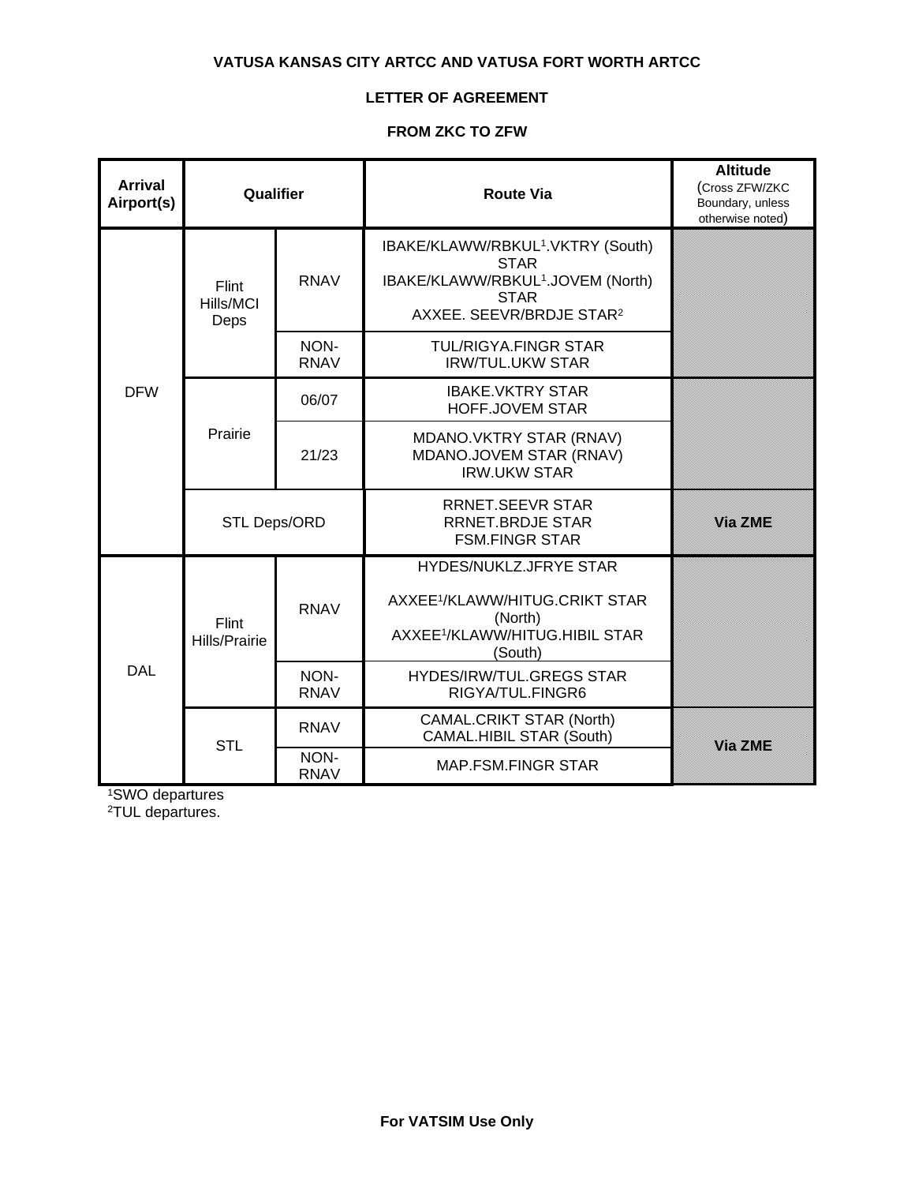**VATUSA KANSAS CITY ARTCC AND VATUSA FORT WORTH ARTCC**

**LETTER OF AGREEMENT**

**FROM ZKC TO ZFW**

| Arrival Airport(s) | Qualifier | | Route Via | Altitude (Cross ZFW/ZKC Boundary, unless otherwise noted) |
|---|---|---|---|---|
| DFW | Flint Hills/MCI Deps | RNAV | IBAKE/KLAWW/RBKUL[1].VKTRY (South) STAR<br>IBAKE/KLAWW/RBKUL[1].JOVEM (North) STAR<br>AXXEE. SEEVR/BRDJE STAR[2] | |
| | | NON-RNAV | TUL/RIGYA.FINGR STAR<br>IRW/TUL.UKW STAR | |
| | Prairie | 06/07 | IBAKE.VKTRY STAR<br>HOFF.JOVEM STAR | |
| | | 21/23 | MDANO.VKTRY STAR (RNAV)<br>MDANO.JOVEM STAR (RNAV)<br>IRW.UKW STAR | |
| | STL Deps/ORD | | RRNET.SEEVR STAR<br>RRNET.BRDJE STAR<br>FSM.FINGR STAR | Via ZME |
| DAL | Flint Hills/Prairie | RNAV | HYDES/NUKLZ.JFRYE STAR<br>AXXEE[1]/KLAWW/HITUG.CRIKT STAR (North)<br>AXXEE[1]/KLAWW/HITUG.HIBIL STAR (South) | |
| | | NON-RNAV | HYDES/IRW/TUL.GREGS STAR<br>RIGYA/TUL.FINGR6 | |
| | STL | RNAV | CAMAL.CRIKT STAR (North)<br>CAMAL.HIBIL STAR (South) | Via ZME |
| | | NON-RNAV | MAP.FSM.FINGR STAR | |

[1]SWO departures
[2]TUL departures.

**For VATSIM Use Only**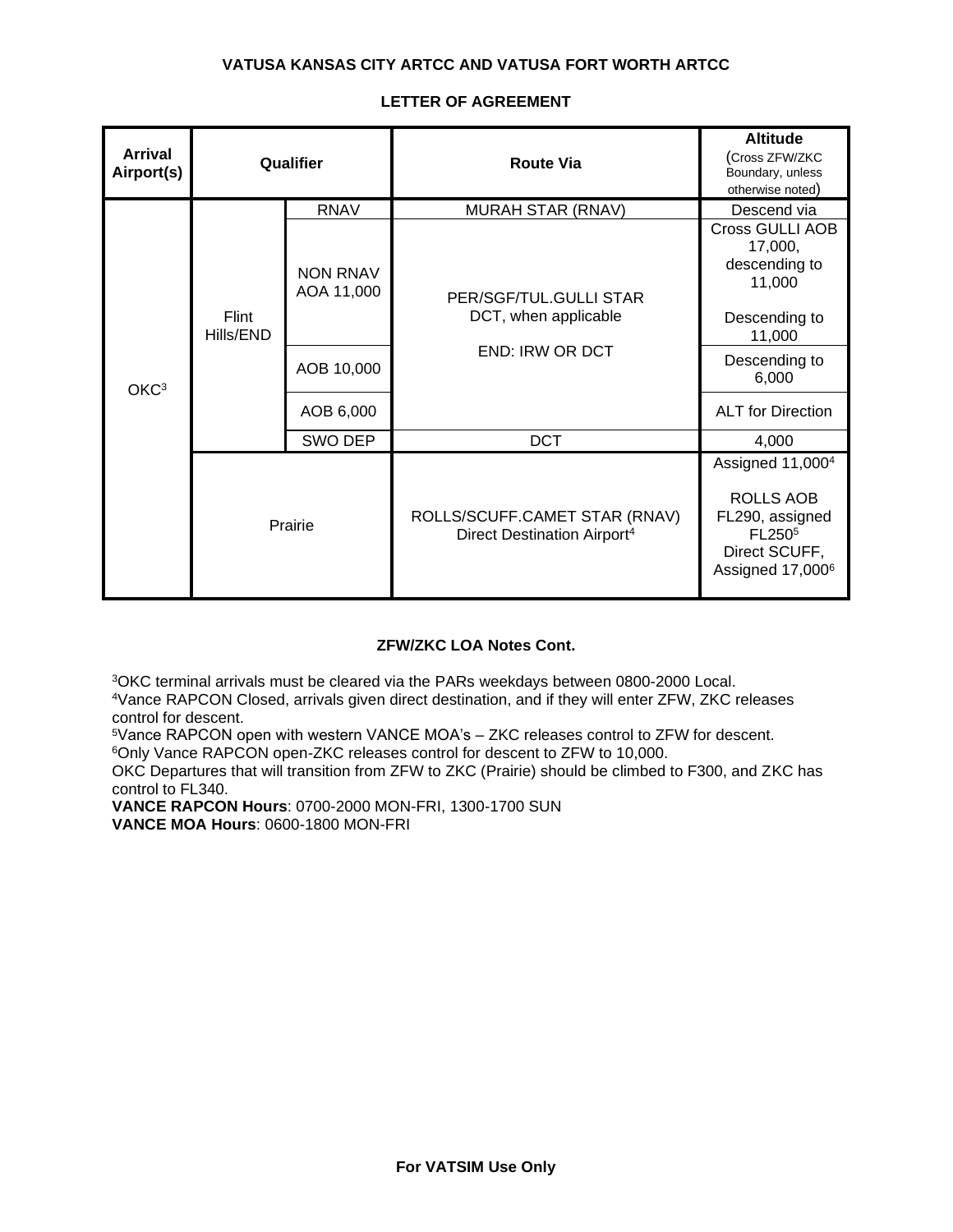**VATUSA KANSAS CITY ARTCC AND VATUSA FORT WORTH ARTCC**

**LETTER OF AGREEMENT**

| Arrival Airport(s) | Qualifier | | Route Via | Altitude (Cross ZFW/ZKC Boundary, unless otherwise noted) |
|---|---|---|---|---|
| OKC[3] | Flint Hills/END | RNAV | MURAH STAR (RNAV) | Descend via |
| | | NON RNAV AOA 11,000 | PER/SGF/TUL.GULLI STAR DCT, when applicable<br><br>END: IRW OR DCT | Cross GULLI AOB 17,000, descending to 11,000<br><br>Descending to 11,000 |
| | | AOB 10,000 | | Descending to 6,000 |
| | | AOB 6,000 | | ALT for Direction |
| | | SWO DEP | DCT | 4,000 |
| | Prairie | | ROLLS/SCUFF.CAMET STAR (RNAV) Direct Destination Airport[4] | Assigned 11,000[4]<br><br>ROLLS AOB FL290, assigned FL250[5]<br>Direct SCUFF, Assigned 17,000[6] |

**ZFW/ZKC LOA Notes Cont.**

[3]OKC terminal arrivals must be cleared via the PARs weekdays between 0800-2000 Local.
[4]Vance RAPCON Closed, arrivals given direct destination, and if they will enter ZFW, ZKC releases control for descent.
[5]Vance RAPCON open with western VANCE MOA's – ZKC releases control to ZFW for descent.
[6]Only Vance RAPCON open-ZKC releases control for descent to ZFW to 10,000.
OKC Departures that will transition from ZFW to ZKC (Prairie) should be climbed to F300, and ZKC has control to FL340.
**VANCE RAPCON Hours**: 0700-2000 MON-FRI, 1300-1700 SUN
**VANCE MOA Hours**: 0600-1800 MON-FRI

**For VATSIM Use Only**